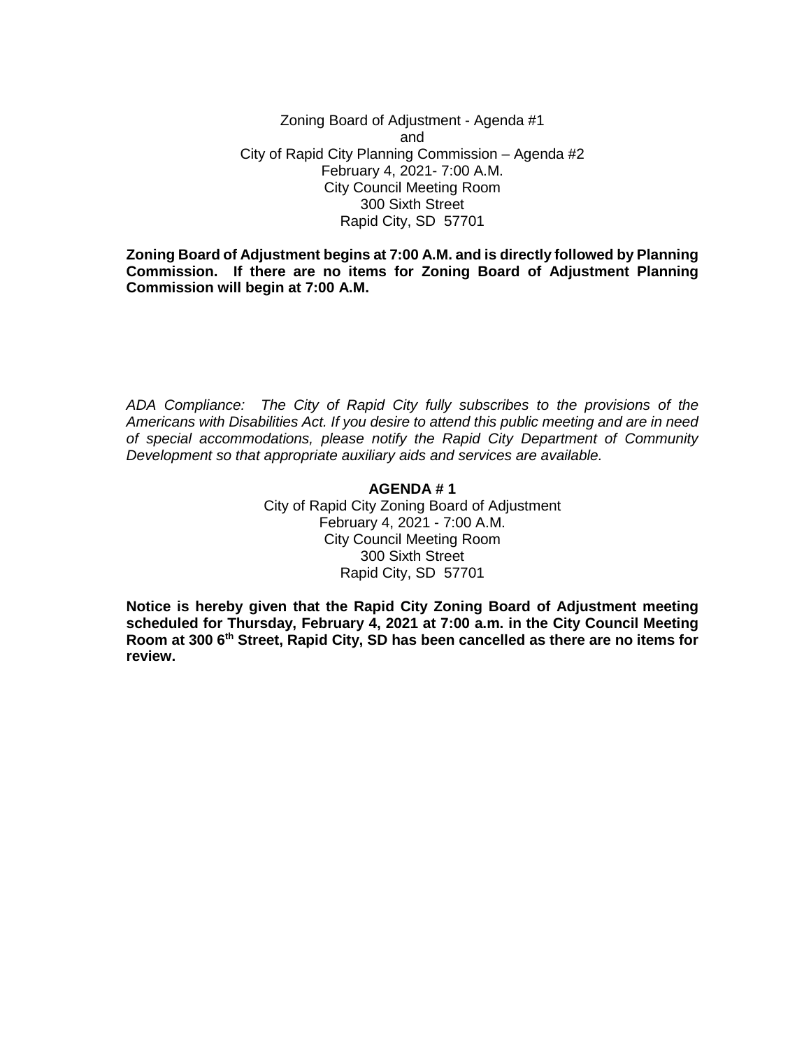Zoning Board of Adjustment - Agenda #1
and
City of Rapid City Planning Commission – Agenda #2
February 4, 2021- 7:00 A.M.
City Council Meeting Room
300 Sixth Street
Rapid City, SD 57701

**Zoning Board of Adjustment begins at 7:00 A.M. and is directly followed by Planning Commission. If there are no items for Zoning Board of Adjustment Planning Commission will begin at 7:00 A.M.**

*ADA Compliance: The City of Rapid City fully subscribes to the provisions of the Americans with Disabilities Act. If you desire to attend this public meeting and are in need of special accommodations, please notify the Rapid City Department of Community Development so that appropriate auxiliary aids and services are available.*

## AGENDA # 1

City of Rapid City Zoning Board of Adjustment
February 4, 2021 - 7:00 A.M.
City Council Meeting Room
300 Sixth Street
Rapid City, SD 57701

**Notice is hereby given that the Rapid City Zoning Board of Adjustment meeting scheduled for Thursday, February 4, 2021 at 7:00 a.m. in the City Council Meeting Room at 300 6th Street, Rapid City, SD has been cancelled as there are no items for review.**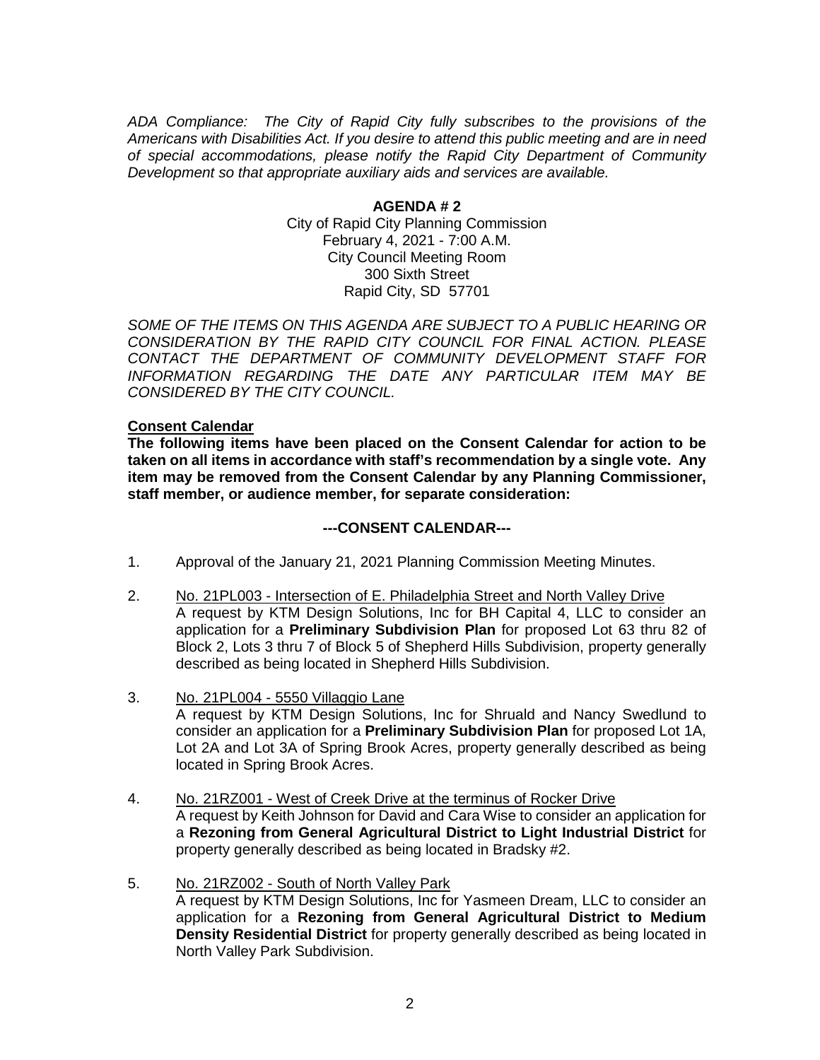*ADA Compliance: The City of Rapid City fully subscribes to the provisions of the Americans with Disabilities Act. If you desire to attend this public meeting and are in need of special accommodations, please notify the Rapid City Department of Community Development so that appropriate auxiliary aids and services are available.*

**AGENDA # 2**

City of Rapid City Planning Commission
February 4, 2021 - 7:00 A.M.
City Council Meeting Room
300 Sixth Street
Rapid City, SD 57701

*SOME OF THE ITEMS ON THIS AGENDA ARE SUBJECT TO A PUBLIC HEARING OR CONSIDERATION BY THE RAPID CITY COUNCIL FOR FINAL ACTION. PLEASE CONTACT THE DEPARTMENT OF COMMUNITY DEVELOPMENT STAFF FOR INFORMATION REGARDING THE DATE ANY PARTICULAR ITEM MAY BE CONSIDERED BY THE CITY COUNCIL.*

**Consent Calendar**

**The following items have been placed on the Consent Calendar for action to be taken on all items in accordance with staff's recommendation by a single vote. Any item may be removed from the Consent Calendar by any Planning Commissioner, staff member, or audience member, for separate consideration:**

**---CONSENT CALENDAR---**

1. Approval of the January 21, 2021 Planning Commission Meeting Minutes.

2. No. 21PL003 - Intersection of E. Philadelphia Street and North Valley Drive
   A request by KTM Design Solutions, Inc for BH Capital 4, LLC to consider an application for a **Preliminary Subdivision Plan** for proposed Lot 63 thru 82 of Block 2, Lots 3 thru 7 of Block 5 of Shepherd Hills Subdivision, property generally described as being located in Shepherd Hills Subdivision.

3. No. 21PL004 - 5550 Villaggio Lane
   A request by KTM Design Solutions, Inc for Shruald and Nancy Swedlund to consider an application for a **Preliminary Subdivision Plan** for proposed Lot 1A, Lot 2A and Lot 3A of Spring Brook Acres, property generally described as being located in Spring Brook Acres.

4. No. 21RZ001 - West of Creek Drive at the terminus of Rocker Drive
   A request by Keith Johnson for David and Cara Wise to consider an application for a **Rezoning from General Agricultural District to Light Industrial District** for property generally described as being located in Bradsky #2.

5. No. 21RZ002 - South of North Valley Park
   A request by KTM Design Solutions, Inc for Yasmeen Dream, LLC to consider an application for a **Rezoning from General Agricultural District to Medium Density Residential District** for property generally described as being located in North Valley Park Subdivision.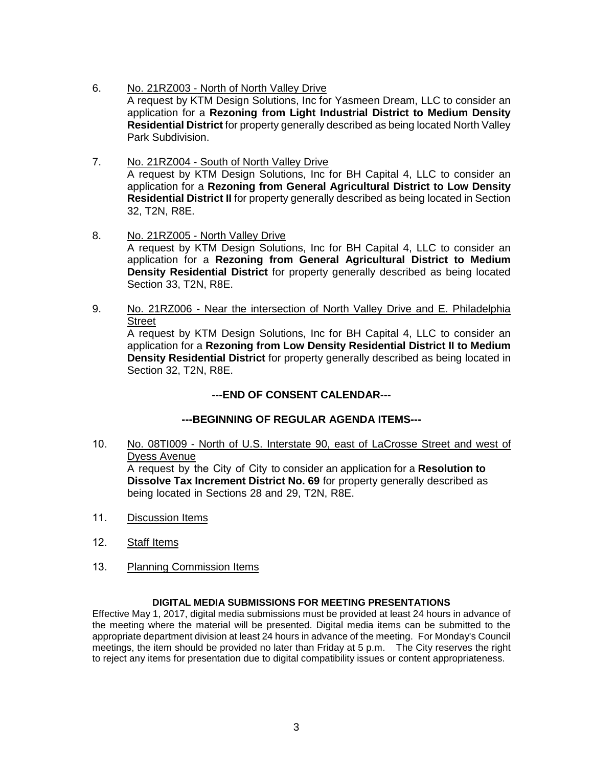6. No. 21RZ003 - North of North Valley Drive
   A request by KTM Design Solutions, Inc for Yasmeen Dream, LLC to consider an application for a **Rezoning from Light Industrial District to Medium Density Residential District** for property generally described as being located North Valley Park Subdivision.

7. No. 21RZ004 - South of North Valley Drive
   A request by KTM Design Solutions, Inc for BH Capital 4, LLC to consider an application for a **Rezoning from General Agricultural District to Low Density Residential District II** for property generally described as being located in Section 32, T2N, R8E.

8. No. 21RZ005 - North Valley Drive
   A request by KTM Design Solutions, Inc for BH Capital 4, LLC to consider an application for a **Rezoning from General Agricultural District to Medium Density Residential District** for property generally described as being located Section 33, T2N, R8E.

9. No. 21RZ006 - Near the intersection of North Valley Drive and E. Philadelphia Street
   A request by KTM Design Solutions, Inc for BH Capital 4, LLC to consider an application for a **Rezoning from Low Density Residential District II to Medium Density Residential District** for property generally described as being located in Section 32, T2N, R8E.

**---END OF CONSENT CALENDAR---**

**---BEGINNING OF REGULAR AGENDA ITEMS---**

10. No. 08TI009 - North of U.S. Interstate 90, east of LaCrosse Street and west of Dyess Avenue
    A request by the City of City to consider an application for a **Resolution to Dissolve Tax Increment District No. 69** for property generally described as being located in Sections 28 and 29, T2N, R8E.

11. Discussion Items

12. Staff Items

13. Planning Commission Items

**DIGITAL MEDIA SUBMISSIONS FOR MEETING PRESENTATIONS**

Effective May 1, 2017, digital media submissions must be provided at least 24 hours in advance of the meeting where the material will be presented. Digital media items can be submitted to the appropriate department division at least 24 hours in advance of the meeting. For Monday's Council meetings, the item should be provided no later than Friday at 5 p.m. The City reserves the right to reject any items for presentation due to digital compatibility issues or content appropriateness.